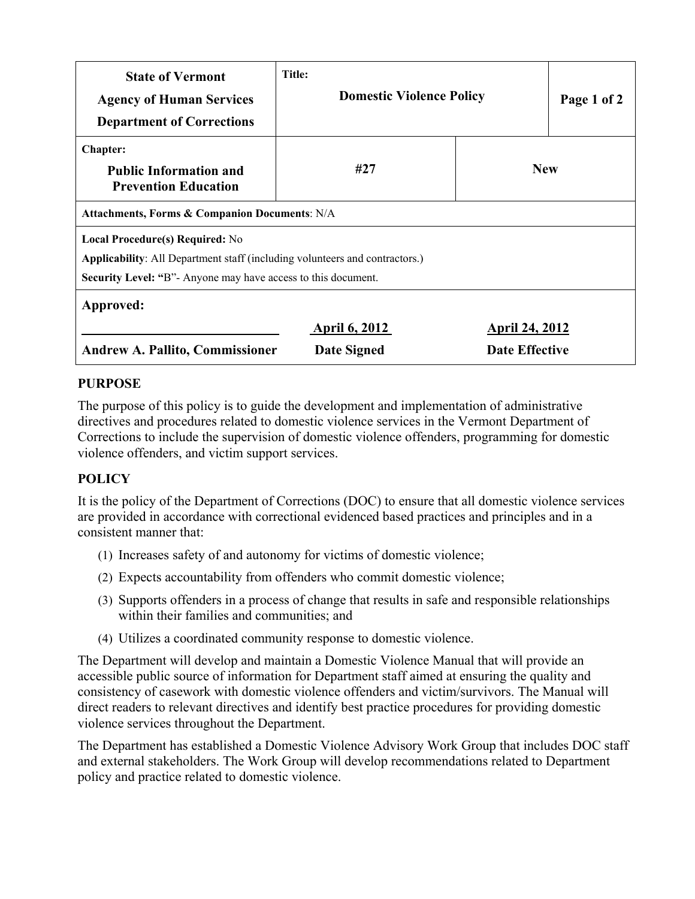| State of Vermont<br>Agency of Human Services<br>Department of Corrections | Title:<br>**Domestic Violence Policy** | | Page 1 of 2 |
|---|---|---|---|
| Chapter:<br>**Public Information and Prevention Education** | **#27** | **New** | |
| **Attachments, Forms & Companion Documents**: N/A | | | |
| **Local Procedure(s) Required:** No<br>**Applicability**: All Department staff (including volunteers and contractors.)<br>**Security Level: "**B"- Anyone may have access to this document. | | | |
| **Approved:**<br><br>**Andrew A. Pallito, Commissioner** | **April 6, 2012**<br>**Date Signed** | **April 24, 2012**<br>**Date Effective** | |

## PURPOSE

The purpose of this policy is to guide the development and implementation of administrative directives and procedures related to domestic violence services in the Vermont Department of Corrections to include the supervision of domestic violence offenders, programming for domestic violence offenders, and victim support services.

## POLICY

It is the policy of the Department of Corrections (DOC) to ensure that all domestic violence services are provided in accordance with correctional evidenced based practices and principles and in a consistent manner that:

(1) Increases safety of and autonomy for victims of domestic violence;

(2) Expects accountability from offenders who commit domestic violence;

(3) Supports offenders in a process of change that results in safe and responsible relationships within their families and communities; and

(4) Utilizes a coordinated community response to domestic violence.

The Department will develop and maintain a Domestic Violence Manual that will provide an accessible public source of information for Department staff aimed at ensuring the quality and consistency of casework with domestic violence offenders and victim/survivors. The Manual will direct readers to relevant directives and identify best practice procedures for providing domestic violence services throughout the Department.

The Department has established a Domestic Violence Advisory Work Group that includes DOC staff and external stakeholders. The Work Group will develop recommendations related to Department policy and practice related to domestic violence.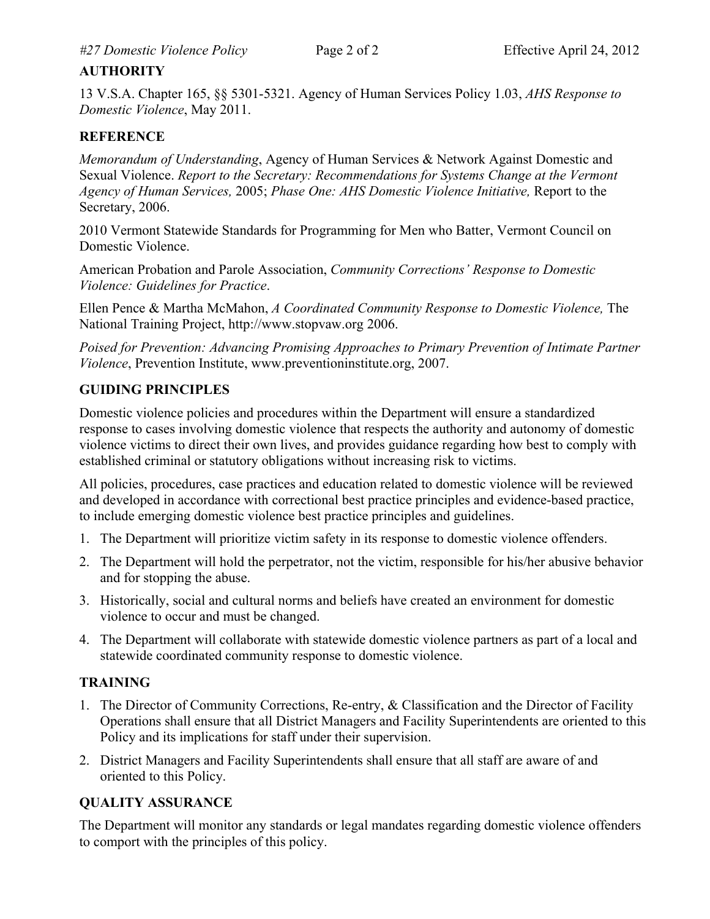## AUTHORITY

13 V.S.A. Chapter 165, §§ 5301-5321. Agency of Human Services Policy 1.03, *AHS Response to Domestic Violence*, May 2011.

## REFERENCE

*Memorandum of Understanding*, Agency of Human Services & Network Against Domestic and Sexual Violence. *Report to the Secretary: Recommendations for Systems Change at the Vermont Agency of Human Services,* 2005; *Phase One: AHS Domestic Violence Initiative,* Report to the Secretary, 2006.

2010 Vermont Statewide Standards for Programming for Men who Batter, Vermont Council on Domestic Violence.

American Probation and Parole Association, *Community Corrections' Response to Domestic Violence: Guidelines for Practice*.

Ellen Pence & Martha McMahon, *A Coordinated Community Response to Domestic Violence,* The National Training Project, http://www.stopvaw.org 2006.

*Poised for Prevention: Advancing Promising Approaches to Primary Prevention of Intimate Partner Violence*, Prevention Institute, www.preventioninstitute.org, 2007.

## GUIDING PRINCIPLES

Domestic violence policies and procedures within the Department will ensure a standardized response to cases involving domestic violence that respects the authority and autonomy of domestic violence victims to direct their own lives, and provides guidance regarding how best to comply with established criminal or statutory obligations without increasing risk to victims.

All policies, procedures, case practices and education related to domestic violence will be reviewed and developed in accordance with correctional best practice principles and evidence-based practice, to include emerging domestic violence best practice principles and guidelines.

1. The Department will prioritize victim safety in its response to domestic violence offenders.
2. The Department will hold the perpetrator, not the victim, responsible for his/her abusive behavior and for stopping the abuse.
3. Historically, social and cultural norms and beliefs have created an environment for domestic violence to occur and must be changed.
4. The Department will collaborate with statewide domestic violence partners as part of a local and statewide coordinated community response to domestic violence.

## TRAINING

1. The Director of Community Corrections, Re-entry, & Classification and the Director of Facility Operations shall ensure that all District Managers and Facility Superintendents are oriented to this Policy and its implications for staff under their supervision.
2. District Managers and Facility Superintendents shall ensure that all staff are aware of and oriented to this Policy.

## QUALITY ASSURANCE

The Department will monitor any standards or legal mandates regarding domestic violence offenders to comport with the principles of this policy.